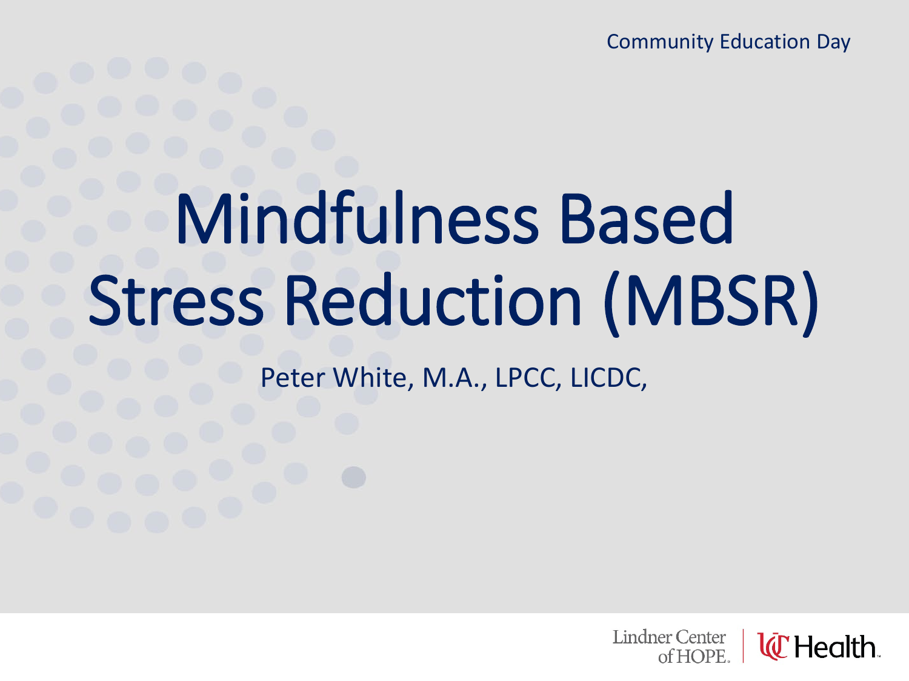Community Education Day

# Mindfulness Based Stress Reduction (MBSR)

Peter White, M.A., LPCC, LICDC,

Lindner Center of HOPE | UC Health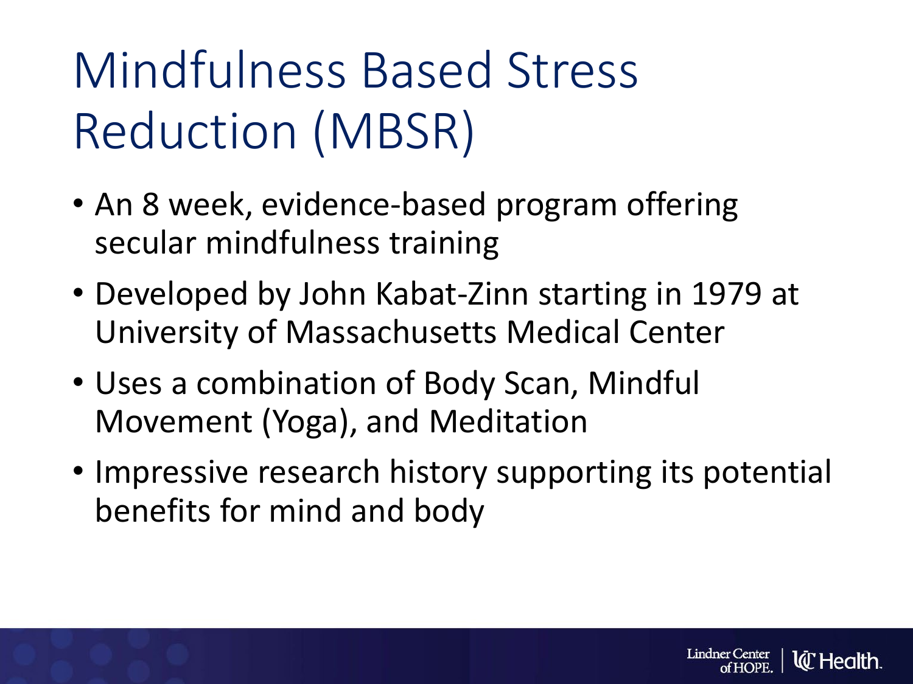# Mindfulness Based Stress Reduction (MBSR)

- An 8 week, evidence-based program offering secular mindfulness training
- Developed by John Kabat-Zinn starting in 1979 at University of Massachusetts Medical Center
- Uses a combination of Body Scan, Mindful Movement (Yoga), and Meditation
- Impressive research history supporting its potential benefits for mind and body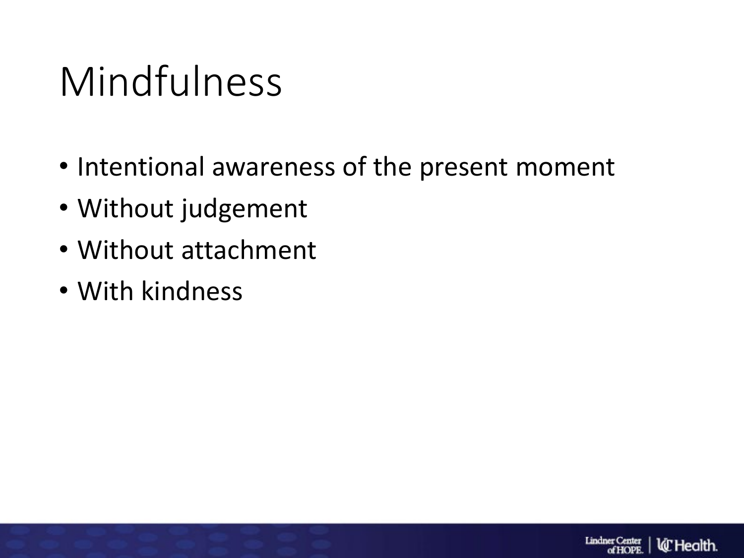# Mindfulness

- Intentional awareness of the present moment
- Without judgement
- Without attachment
- With kindness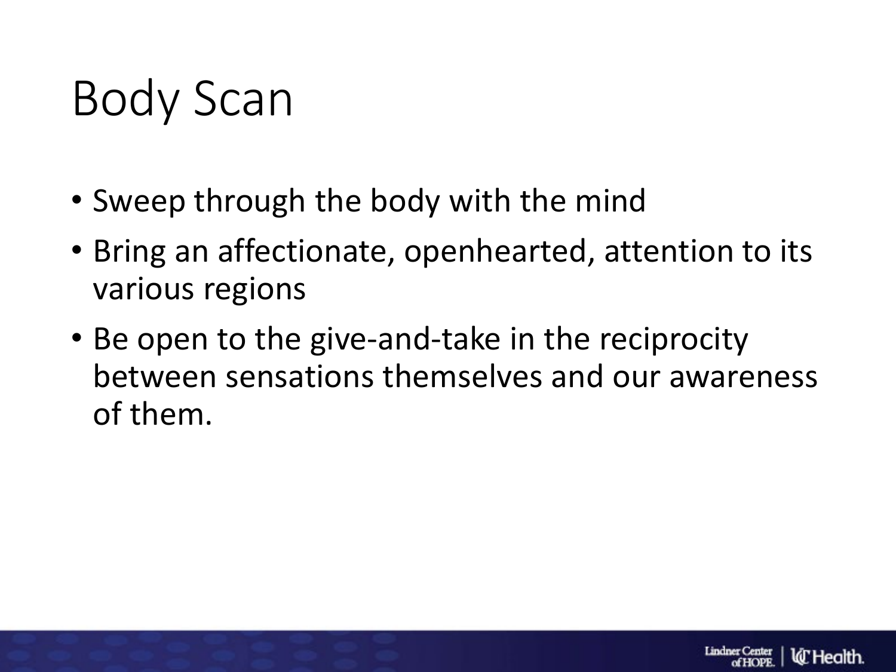# Body Scan

- Sweep through the body with the mind
- Bring an affectionate, openhearted, attention to its various regions
- Be open to the give-and-take in the reciprocity between sensations themselves and our awareness of them.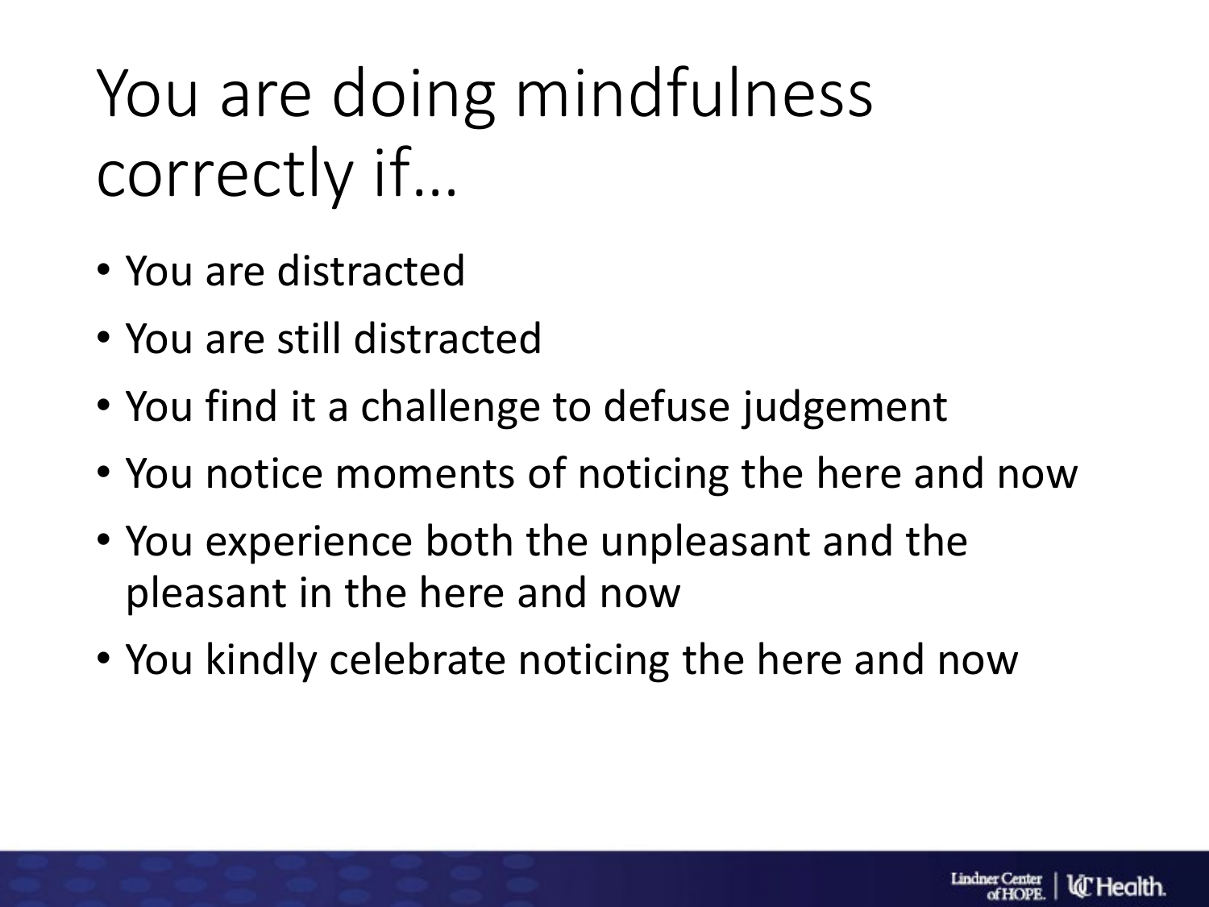# You are doing mindfulness correctly if…

- You are distracted
- You are still distracted
- You find it a challenge to defuse judgement
- You notice moments of noticing the here and now
- You experience both the unpleasant and the pleasant in the here and now
- You kindly celebrate noticing the here and now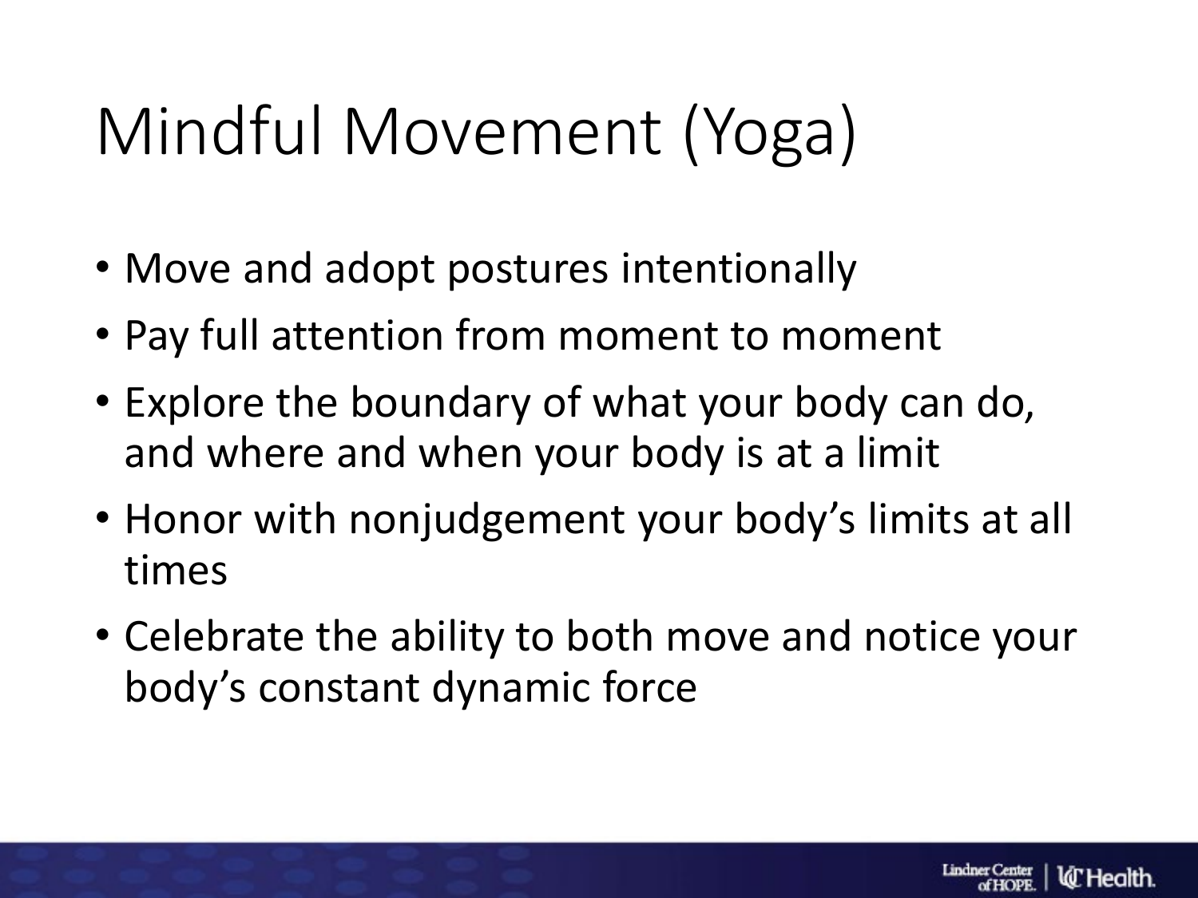# Mindful Movement (Yoga)

- Move and adopt postures intentionally
- Pay full attention from moment to moment
- Explore the boundary of what your body can do, and where and when your body is at a limit
- Honor with nonjudgement your body's limits at all times
- Celebrate the ability to both move and notice your body's constant dynamic force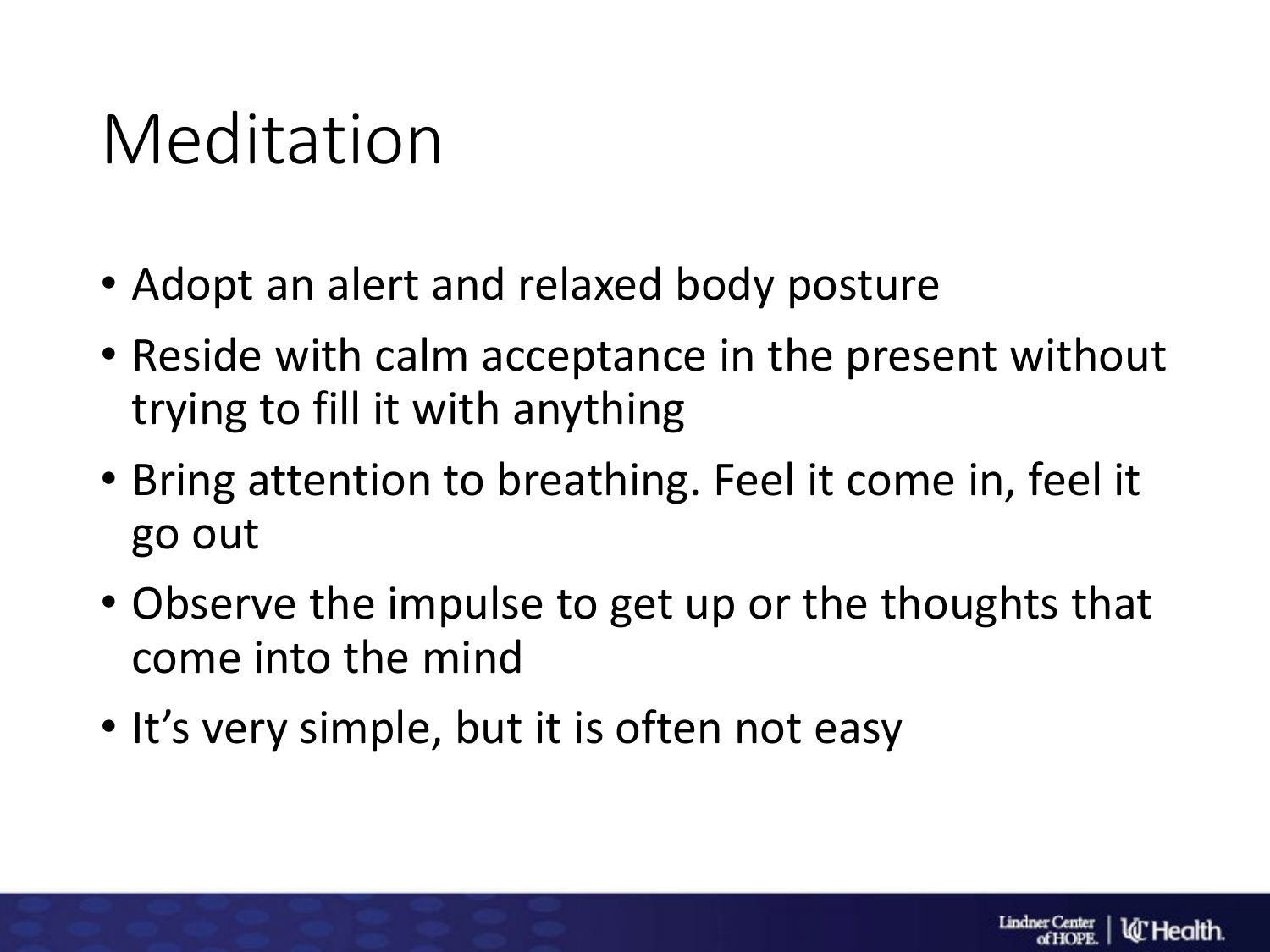# Meditation

- Adopt an alert and relaxed body posture
- Reside with calm acceptance in the present without trying to fill it with anything
- Bring attention to breathing. Feel it come in, feel it go out
- Observe the impulse to get up or the thoughts that come into the mind
- It's very simple, but it is often not easy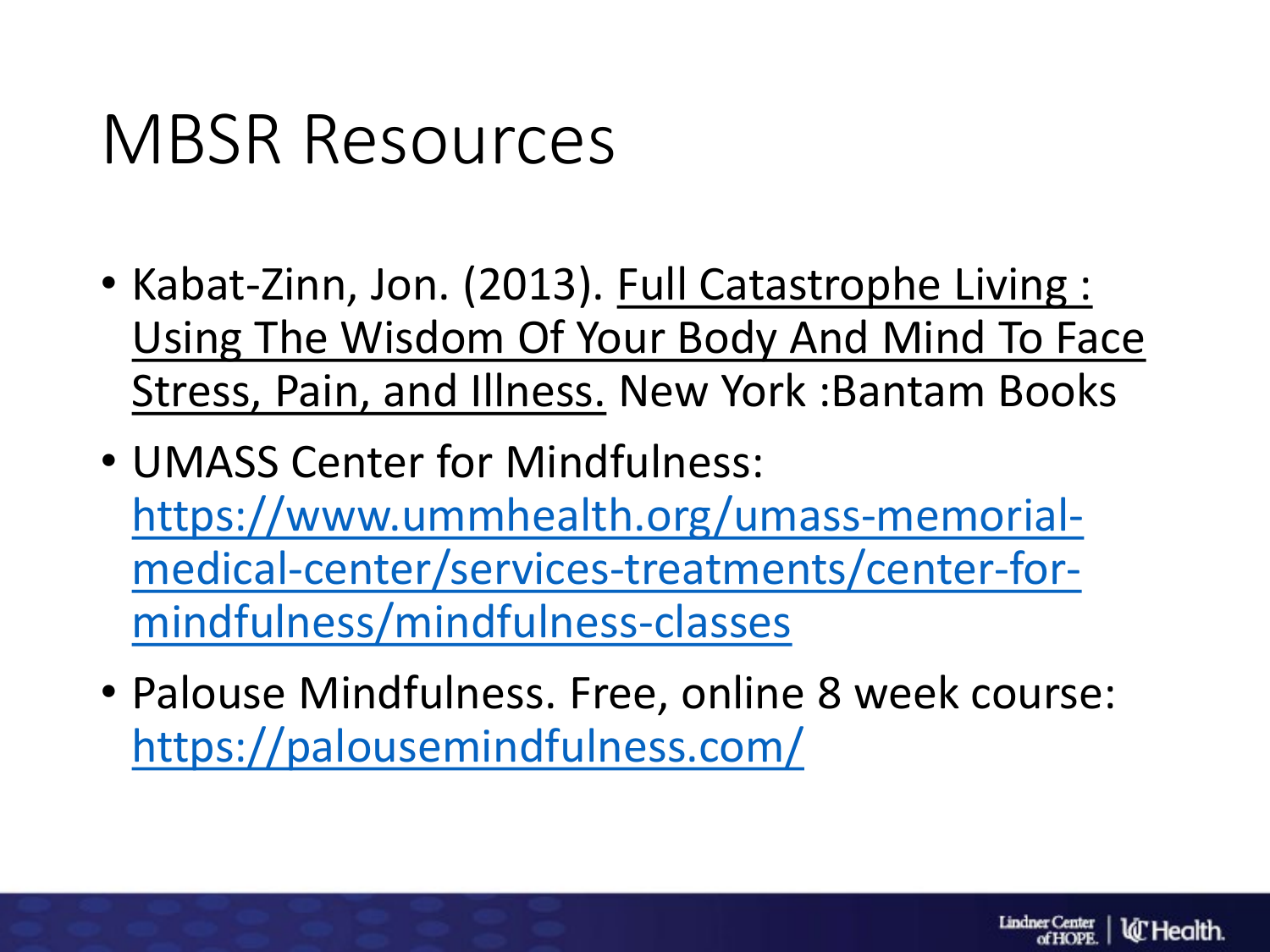# MBSR Resources

- Kabat-Zinn, Jon. (2013). Full Catastrophe Living : Using The Wisdom Of Your Body And Mind To Face Stress, Pain, and Illness. New York :Bantam Books
- UMASS Center for Mindfulness: https://www.ummhealth.org/umass-memorial-medical-center/services-treatments/center-for-mindfulness/mindfulness-classes
- Palouse Mindfulness. Free, online 8 week course: https://palousemindfulness.com/